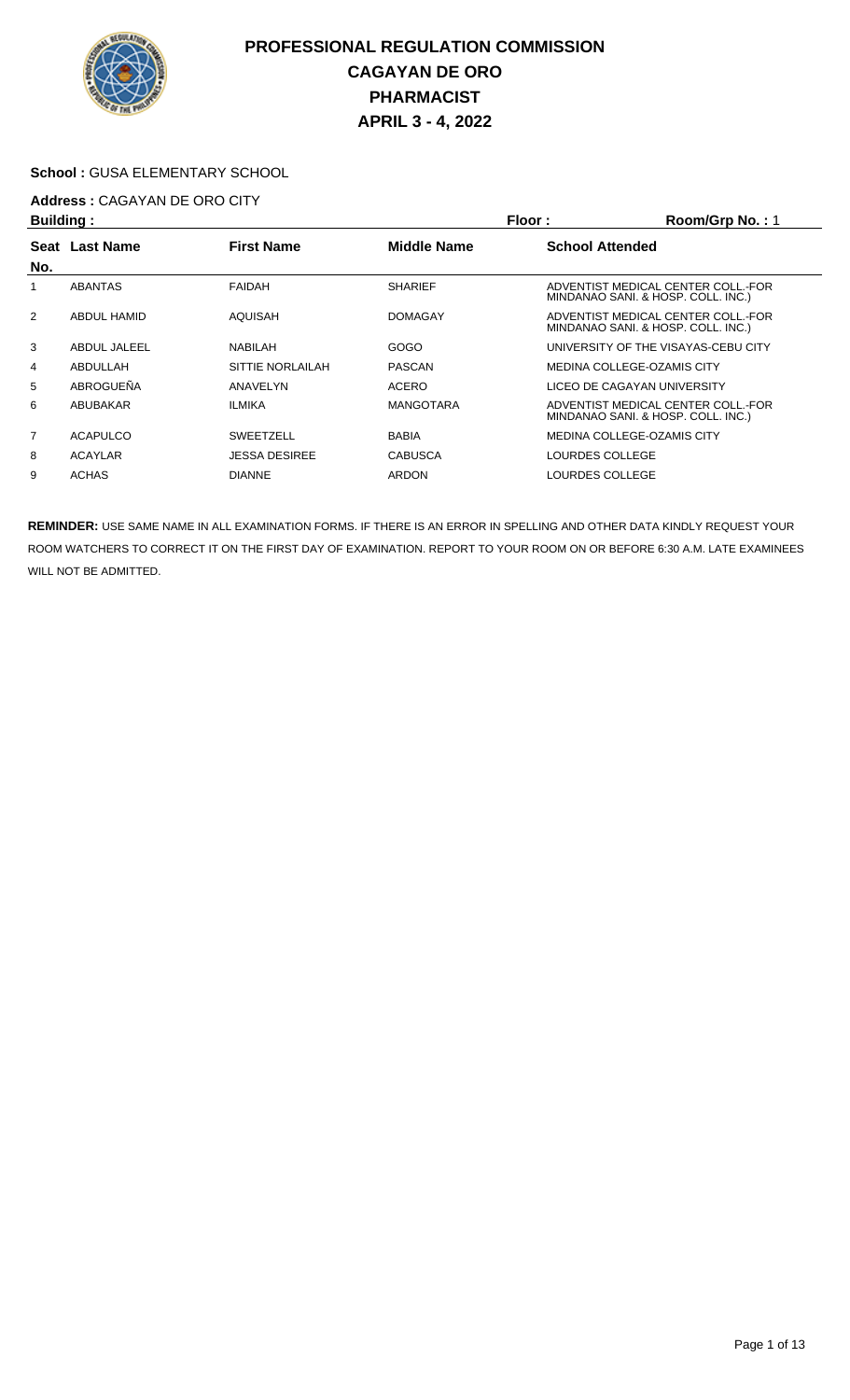# PROFESSIONAL REGULATION COMMISSION
# CAGAYAN DE ORO
# PHARMACIST
# APRIL 3 - 4, 2022

**School :** GUSA ELEMENTARY SCHOOL

**Address :** CAGAYAN DE ORO CITY

**Building :** **Floor :** **Room/Grp No. :** 1

| Seat No. | Last Name | First Name | Middle Name | School Attended |
|---|---|---|---|---|
| 1 | ABANTAS | FAIDAH | SHARIEF | ADVENTIST MEDICAL CENTER COLL.-FOR MINDANAO SANI. & HOSP. COLL. INC.) |
| 2 | ABDUL HAMID | AQUISAH | DOMAGAY | ADVENTIST MEDICAL CENTER COLL.-FOR MINDANAO SANI. & HOSP. COLL. INC.) |
| 3 | ABDUL JALEEL | NABILAH | GOGO | UNIVERSITY OF THE VISAYAS-CEBU CITY |
| 4 | ABDULLAH | SITTIE NORLAILAH | PASCAN | MEDINA COLLEGE-OZAMIS CITY |
| 5 | ABROGUEÑA | ANAVELYN | ACERO | LICEO DE CAGAYAN UNIVERSITY |
| 6 | ABUBAKAR | ILMIKA | MANGOTARA | ADVENTIST MEDICAL CENTER COLL.-FOR MINDANAO SANI. & HOSP. COLL. INC.) |
| 7 | ACAPULCO | SWEETZELL | BABIA | MEDINA COLLEGE-OZAMIS CITY |
| 8 | ACAYLAR | JESSA DESIREE | CABUSCA | LOURDES COLLEGE |
| 9 | ACHAS | DIANNE | ARDON | LOURDES COLLEGE |

**REMINDER:** USE SAME NAME IN ALL EXAMINATION FORMS. IF THERE IS AN ERROR IN SPELLING AND OTHER DATA KINDLY REQUEST YOUR ROOM WATCHERS TO CORRECT IT ON THE FIRST DAY OF EXAMINATION. REPORT TO YOUR ROOM ON OR BEFORE 6:30 A.M. LATE EXAMINEES WILL NOT BE ADMITTED.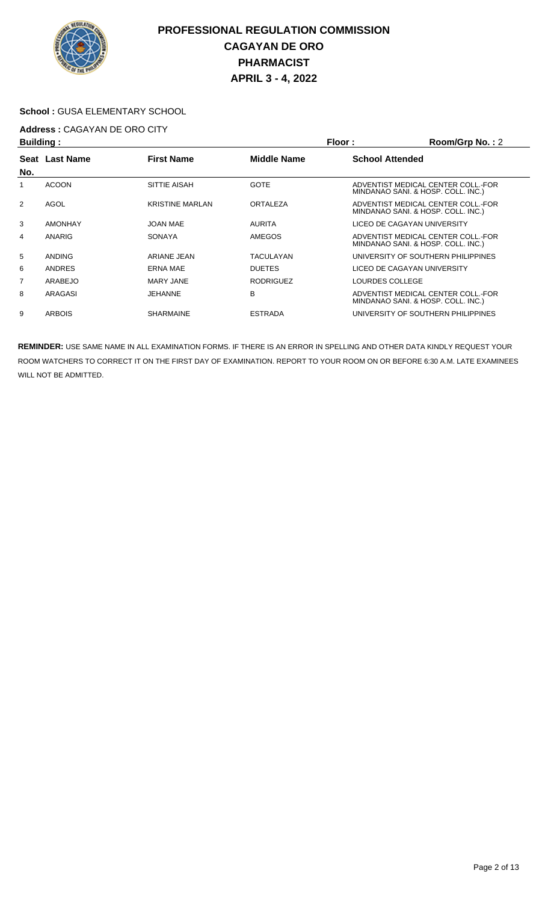# PROFESSIONAL REGULATION COMMISSION
## CAGAYAN DE ORO
## PHARMACIST
## APRIL 3 - 4, 2022

**School :** GUSA ELEMENTARY SCHOOL

**Address :** CAGAYAN DE ORO CITY

**Building :** **Floor :** **Room/Grp No. :** 2

| Seat No. | Last Name | First Name | Middle Name | School Attended |
|---|---|---|---|---|
| 1 | ACOON | SITTIE AISAH | GOTE | ADVENTIST MEDICAL CENTER COLL.-FOR MINDANAO SANI. & HOSP. COLL. INC.) |
| 2 | AGOL | KRISTINE MARLAN | ORTALEZA | ADVENTIST MEDICAL CENTER COLL.-FOR MINDANAO SANI. & HOSP. COLL. INC.) |
| 3 | AMONHAY | JOAN MAE | AURITA | LICEO DE CAGAYAN UNIVERSITY |
| 4 | ANARIG | SONAYA | AMEGOS | ADVENTIST MEDICAL CENTER COLL.-FOR MINDANAO SANI. & HOSP. COLL. INC.) |
| 5 | ANDING | ARIANE JEAN | TACULAYAN | UNIVERSITY OF SOUTHERN PHILIPPINES |
| 6 | ANDRES | ERNA MAE | DUETES | LICEO DE CAGAYAN UNIVERSITY |
| 7 | ARABEJO | MARY JANE | RODRIGUEZ | LOURDES COLLEGE |
| 8 | ARAGASI | JEHANNE | B | ADVENTIST MEDICAL CENTER COLL.-FOR MINDANAO SANI. & HOSP. COLL. INC.) |
| 9 | ARBOIS | SHARMAINE | ESTRADA | UNIVERSITY OF SOUTHERN PHILIPPINES |

**REMINDER:** USE SAME NAME IN ALL EXAMINATION FORMS. IF THERE IS AN ERROR IN SPELLING AND OTHER DATA KINDLY REQUEST YOUR ROOM WATCHERS TO CORRECT IT ON THE FIRST DAY OF EXAMINATION. REPORT TO YOUR ROOM ON OR BEFORE 6:30 A.M. LATE EXAMINEES WILL NOT BE ADMITTED.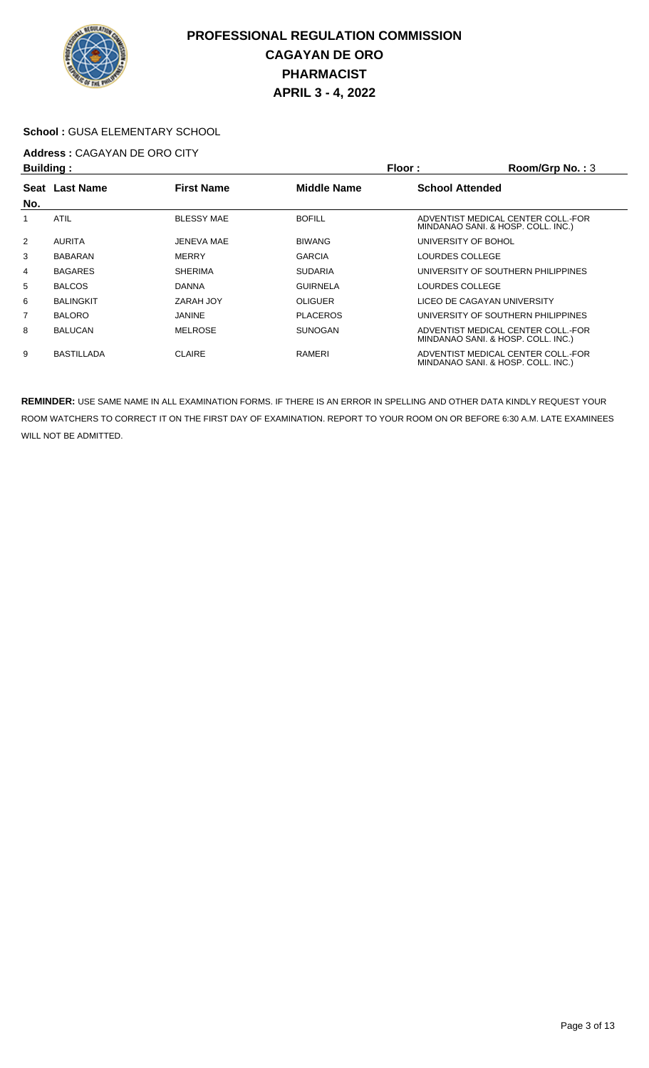# PROFESSIONAL REGULATION COMMISSION
# CAGAYAN DE ORO
# PHARMACIST
# APRIL 3 - 4, 2022

**School :** GUSA ELEMENTARY SCHOOL

**Address :** CAGAYAN DE ORO CITY

**Building :** **Floor :** **Room/Grp No. :** 3

| Seat No. | Last Name | First Name | Middle Name | School Attended |
|---|---|---|---|---|
| 1 | ATIL | BLESSY MAE | BOFILL | ADVENTIST MEDICAL CENTER COLL.-FOR MINDANAO SANI. & HOSP. COLL. INC.) |
| 2 | AURITA | JENEVA MAE | BIWANG | UNIVERSITY OF BOHOL |
| 3 | BABARAN | MERRY | GARCIA | LOURDES COLLEGE |
| 4 | BAGARES | SHERIMA | SUDARIA | UNIVERSITY OF SOUTHERN PHILIPPINES |
| 5 | BALCOS | DANNA | GUIRNELA | LOURDES COLLEGE |
| 6 | BALINGKIT | ZARAH JOY | OLIGUER | LICEO DE CAGAYAN UNIVERSITY |
| 7 | BALORO | JANINE | PLACEROS | UNIVERSITY OF SOUTHERN PHILIPPINES |
| 8 | BALUCAN | MELROSE | SUNOGAN | ADVENTIST MEDICAL CENTER COLL.-FOR MINDANAO SANI. & HOSP. COLL. INC.) |
| 9 | BASTILLADA | CLAIRE | RAMERI | ADVENTIST MEDICAL CENTER COLL.-FOR MINDANAO SANI. & HOSP. COLL. INC.) |

**REMINDER:** USE SAME NAME IN ALL EXAMINATION FORMS. IF THERE IS AN ERROR IN SPELLING AND OTHER DATA KINDLY REQUEST YOUR ROOM WATCHERS TO CORRECT IT ON THE FIRST DAY OF EXAMINATION. REPORT TO YOUR ROOM ON OR BEFORE 6:30 A.M. LATE EXAMINEES WILL NOT BE ADMITTED.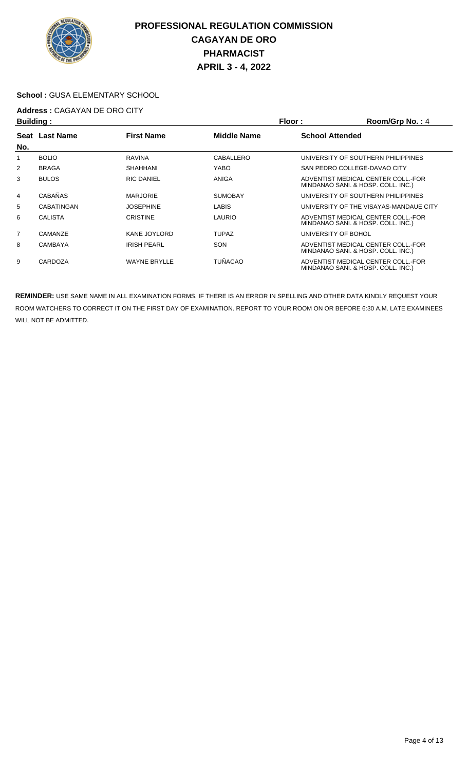# PROFESSIONAL REGULATION COMMISSION
# CAGAYAN DE ORO
# PHARMACIST
# APRIL 3 - 4, 2022

**School :** GUSA ELEMENTARY SCHOOL

**Address :** CAGAYAN DE ORO CITY

**Building :** **Floor :** **Room/Grp No. :** 4

| Seat No. | Last Name | First Name | Middle Name | School Attended |
|---|---|---|---|---|
| 1 | BOLIO | RAVINA | CABALLERO | UNIVERSITY OF SOUTHERN PHILIPPINES |
| 2 | BRAGA | SHAHHANI | YABO | SAN PEDRO COLLEGE-DAVAO CITY |
| 3 | BULOS | RIC DANIEL | ANIGA | ADVENTIST MEDICAL CENTER COLL.-FOR MINDANAO SANI. & HOSP. COLL. INC.) |
| 4 | CABAÑAS | MARJORIE | SUMOBAY | UNIVERSITY OF SOUTHERN PHILIPPINES |
| 5 | CABATINGAN | JOSEPHINE | LABIS | UNIVERSITY OF THE VISAYAS-MANDAUE CITY |
| 6 | CALISTA | CRISTINE | LAURIO | ADVENTIST MEDICAL CENTER COLL.-FOR MINDANAO SANI. & HOSP. COLL. INC.) |
| 7 | CAMANZE | KANE JOYLORD | TUPAZ | UNIVERSITY OF BOHOL |
| 8 | CAMBAYA | IRISH PEARL | SON | ADVENTIST MEDICAL CENTER COLL.-FOR MINDANAO SANI. & HOSP. COLL. INC.) |
| 9 | CARDOZA | WAYNE BRYLLE | TUÑACAO | ADVENTIST MEDICAL CENTER COLL.-FOR MINDANAO SANI. & HOSP. COLL. INC.) |

**REMINDER:** USE SAME NAME IN ALL EXAMINATION FORMS. IF THERE IS AN ERROR IN SPELLING AND OTHER DATA KINDLY REQUEST YOUR ROOM WATCHERS TO CORRECT IT ON THE FIRST DAY OF EXAMINATION. REPORT TO YOUR ROOM ON OR BEFORE 6:30 A.M. LATE EXAMINEES WILL NOT BE ADMITTED.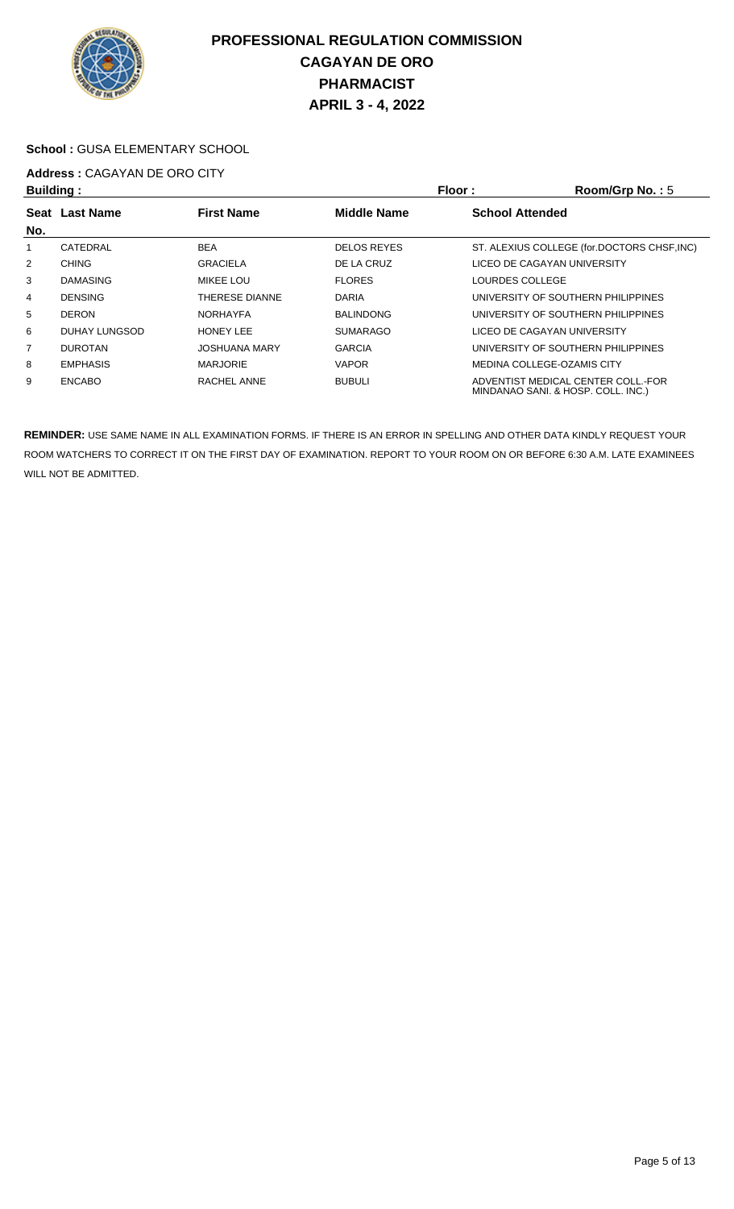# PROFESSIONAL REGULATION COMMISSION
## CAGAYAN DE ORO
## PHARMACIST
## APRIL 3 - 4, 2022

**School :** GUSA ELEMENTARY SCHOOL

**Address :** CAGAYAN DE ORO CITY

**Building :** **Floor :** **Room/Grp No. :** 5

| Seat No. | Last Name | First Name | Middle Name | School Attended |
|---|---|---|---|---|
| 1 | CATEDRAL | BEA | DELOS REYES | ST. ALEXIUS COLLEGE (for.DOCTORS CHSF,INC) |
| 2 | CHING | GRACIELA | DE LA CRUZ | LICEO DE CAGAYAN UNIVERSITY |
| 3 | DAMASING | MIKEE LOU | FLORES | LOURDES COLLEGE |
| 4 | DENSING | THERESE DIANNE | DARIA | UNIVERSITY OF SOUTHERN PHILIPPINES |
| 5 | DERON | NORHAYFA | BALINDONG | UNIVERSITY OF SOUTHERN PHILIPPINES |
| 6 | DUHAY LUNGSOD | HONEY LEE | SUMARAGO | LICEO DE CAGAYAN UNIVERSITY |
| 7 | DUROTAN | JOSHUANA MARY | GARCIA | UNIVERSITY OF SOUTHERN PHILIPPINES |
| 8 | EMPHASIS | MARJORIE | VAPOR | MEDINA COLLEGE-OZAMIS CITY |
| 9 | ENCABO | RACHEL ANNE | BUBULI | ADVENTIST MEDICAL CENTER COLL.-FOR MINDANAO SANI. & HOSP. COLL. INC.) |

**REMINDER:** USE SAME NAME IN ALL EXAMINATION FORMS. IF THERE IS AN ERROR IN SPELLING AND OTHER DATA KINDLY REQUEST YOUR ROOM WATCHERS TO CORRECT IT ON THE FIRST DAY OF EXAMINATION. REPORT TO YOUR ROOM ON OR BEFORE 6:30 A.M. LATE EXAMINEES WILL NOT BE ADMITTED.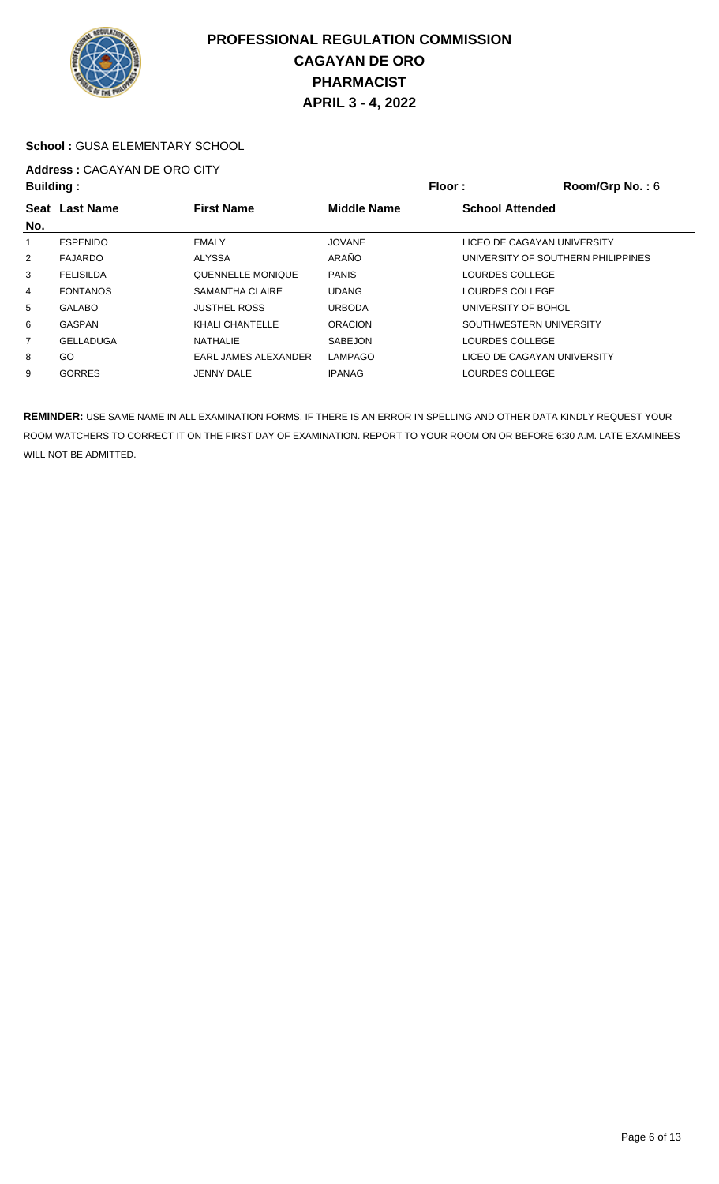# PROFESSIONAL REGULATION COMMISSION
## CAGAYAN DE ORO
## PHARMACIST
## APRIL 3 - 4, 2022

**School :** GUSA ELEMENTARY SCHOOL

**Address :** CAGAYAN DE ORO CITY

**Building :** **Floor :** **Room/Grp No. :** 6

| Seat No. | Last Name | First Name | Middle Name | School Attended |
|---|---|---|---|---|
| 1 | ESPENIDO | EMALY | JOVANE | LICEO DE CAGAYAN UNIVERSITY |
| 2 | FAJARDO | ALYSSA | ARAÑO | UNIVERSITY OF SOUTHERN PHILIPPINES |
| 3 | FELISILDA | QUENNELLE MONIQUE | PANIS | LOURDES COLLEGE |
| 4 | FONTANOS | SAMANTHA CLAIRE | UDANG | LOURDES COLLEGE |
| 5 | GALABO | JUSTHEL ROSS | URBODA | UNIVERSITY OF BOHOL |
| 6 | GASPAN | KHALI CHANTELLE | ORACION | SOUTHWESTERN UNIVERSITY |
| 7 | GELLADUGA | NATHALIE | SABEJON | LOURDES COLLEGE |
| 8 | GO | EARL JAMES ALEXANDER | LAMPAGO | LICEO DE CAGAYAN UNIVERSITY |
| 9 | GORRES | JENNY DALE | IPANAG | LOURDES COLLEGE |

**REMINDER:** USE SAME NAME IN ALL EXAMINATION FORMS. IF THERE IS AN ERROR IN SPELLING AND OTHER DATA KINDLY REQUEST YOUR ROOM WATCHERS TO CORRECT IT ON THE FIRST DAY OF EXAMINATION. REPORT TO YOUR ROOM ON OR BEFORE 6:30 A.M. LATE EXAMINEES WILL NOT BE ADMITTED.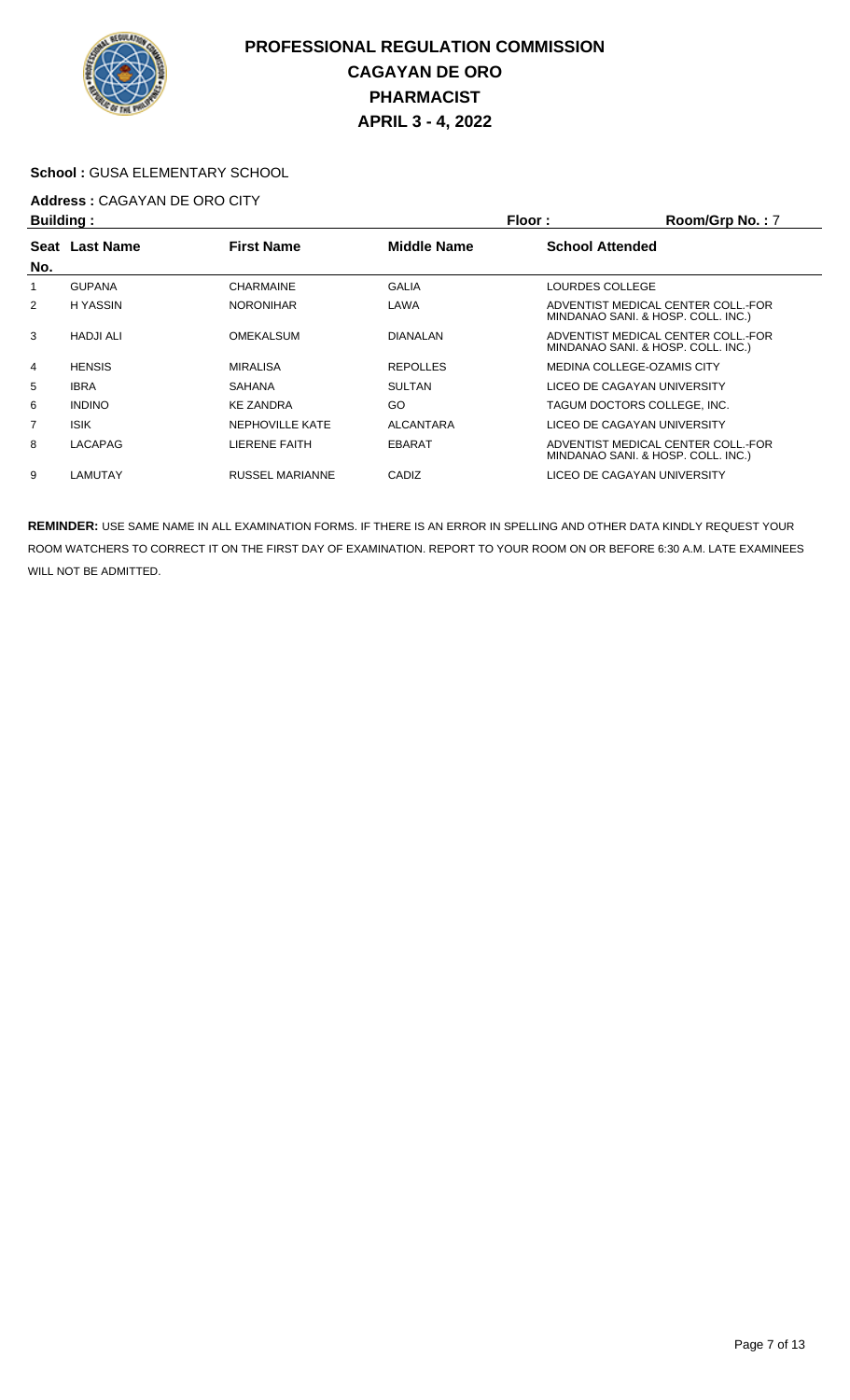# PROFESSIONAL REGULATION COMMISSION
# CAGAYAN DE ORO
# PHARMACIST
# APRIL 3 - 4, 2022

**School :** GUSA ELEMENTARY SCHOOL

**Address :** CAGAYAN DE ORO CITY

**Building :** **Floor :** **Room/Grp No. :** 7

| Seat No. | Last Name | First Name | Middle Name | School Attended |
|---|---|---|---|---|
| 1 | GUPANA | CHARMAINE | GALIA | LOURDES COLLEGE |
| 2 | H YASSIN | NORONIHAR | LAWA | ADVENTIST MEDICAL CENTER COLL.-FOR MINDANAO SANI. & HOSP. COLL. INC.) |
| 3 | HADJI ALI | OMEKALSUM | DIANALAN | ADVENTIST MEDICAL CENTER COLL.-FOR MINDANAO SANI. & HOSP. COLL. INC.) |
| 4 | HENSIS | MIRALISA | REPOLLES | MEDINA COLLEGE-OZAMIS CITY |
| 5 | IBRA | SAHANA | SULTAN | LICEO DE CAGAYAN UNIVERSITY |
| 6 | INDINO | KE ZANDRA | GO | TAGUM DOCTORS COLLEGE, INC. |
| 7 | ISIK | NEPHOVILLE KATE | ALCANTARA | LICEO DE CAGAYAN UNIVERSITY |
| 8 | LACAPAG | LIERENE FAITH | EBARAT | ADVENTIST MEDICAL CENTER COLL.-FOR MINDANAO SANI. & HOSP. COLL. INC.) |
| 9 | LAMUTAY | RUSSEL MARIANNE | CADIZ | LICEO DE CAGAYAN UNIVERSITY |

**REMINDER:** USE SAME NAME IN ALL EXAMINATION FORMS. IF THERE IS AN ERROR IN SPELLING AND OTHER DATA KINDLY REQUEST YOUR ROOM WATCHERS TO CORRECT IT ON THE FIRST DAY OF EXAMINATION. REPORT TO YOUR ROOM ON OR BEFORE 6:30 A.M. LATE EXAMINEES WILL NOT BE ADMITTED.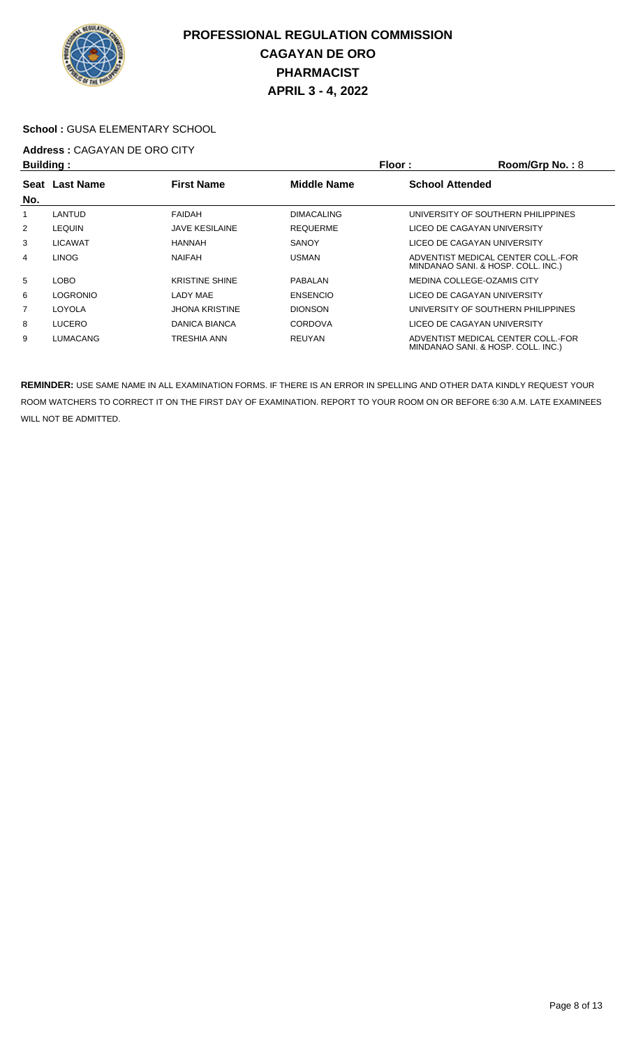# PROFESSIONAL REGULATION COMMISSION
# CAGAYAN DE ORO
# PHARMACIST
# APRIL 3 - 4, 2022

**School :** GUSA ELEMENTARY SCHOOL

**Address :** CAGAYAN DE ORO CITY

**Building :** **Floor :** **Room/Grp No. :** 8

| Seat No. | Last Name | First Name | Middle Name | School Attended |
|---|---|---|---|---|
| 1 | LANTUD | FAIDAH | DIMACALING | UNIVERSITY OF SOUTHERN PHILIPPINES |
| 2 | LEQUIN | JAVE KESILAINE | REQUERME | LICEO DE CAGAYAN UNIVERSITY |
| 3 | LICAWAT | HANNAH | SANOY | LICEO DE CAGAYAN UNIVERSITY |
| 4 | LINOG | NAIFAH | USMAN | ADVENTIST MEDICAL CENTER COLL.-FOR MINDANAO SANI. & HOSP. COLL. INC.) |
| 5 | LOBO | KRISTINE SHINE | PABALAN | MEDINA COLLEGE-OZAMIS CITY |
| 6 | LOGRONIO | LADY MAE | ENSENCIO | LICEO DE CAGAYAN UNIVERSITY |
| 7 | LOYOLA | JHONA KRISTINE | DIONSON | UNIVERSITY OF SOUTHERN PHILIPPINES |
| 8 | LUCERO | DANICA BIANCA | CORDOVA | LICEO DE CAGAYAN UNIVERSITY |
| 9 | LUMACANG | TRESHIA ANN | REUYAN | ADVENTIST MEDICAL CENTER COLL.-FOR MINDANAO SANI. & HOSP. COLL. INC.) |

**REMINDER:** USE SAME NAME IN ALL EXAMINATION FORMS. IF THERE IS AN ERROR IN SPELLING AND OTHER DATA KINDLY REQUEST YOUR ROOM WATCHERS TO CORRECT IT ON THE FIRST DAY OF EXAMINATION. REPORT TO YOUR ROOM ON OR BEFORE 6:30 A.M. LATE EXAMINEES WILL NOT BE ADMITTED.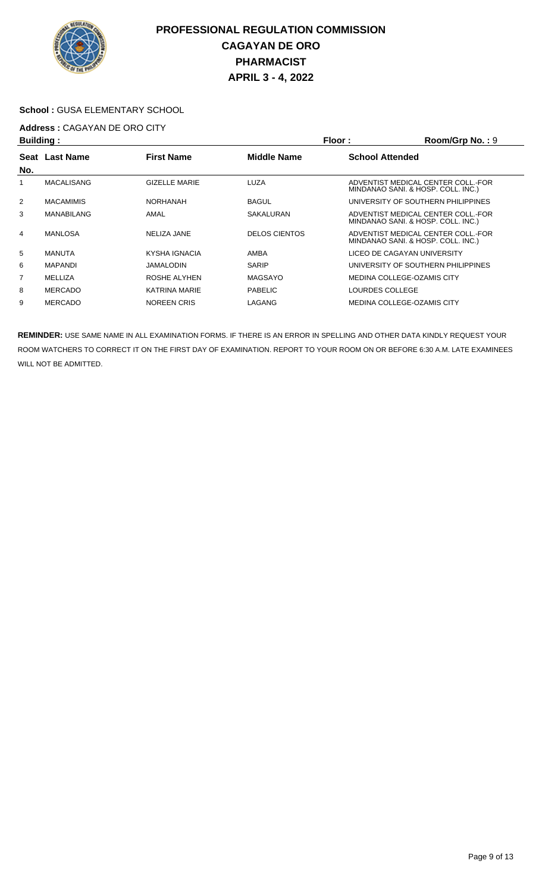# PROFESSIONAL REGULATION COMMISSION
## CAGAYAN DE ORO
## PHARMACIST
## APRIL 3 - 4, 2022

**School :** GUSA ELEMENTARY SCHOOL

**Address :** CAGAYAN DE ORO CITY

**Building :** **Floor :** **Room/Grp No. :** 9

| Seat No. | Last Name | First Name | Middle Name | School Attended |
|---|---|---|---|---|
| 1 | MACALISANG | GIZELLE MARIE | LUZA | ADVENTIST MEDICAL CENTER COLL.-FOR MINDANAO SANI. & HOSP. COLL. INC.) |
| 2 | MACAMIMIS | NORHANAH | BAGUL | UNIVERSITY OF SOUTHERN PHILIPPINES |
| 3 | MANABILANG | AMAL | SAKALURAN | ADVENTIST MEDICAL CENTER COLL.-FOR MINDANAO SANI. & HOSP. COLL. INC.) |
| 4 | MANLOSA | NELIZA JANE | DELOS CIENTOS | ADVENTIST MEDICAL CENTER COLL.-FOR MINDANAO SANI. & HOSP. COLL. INC.) |
| 5 | MANUTA | KYSHA IGNACIA | AMBA | LICEO DE CAGAYAN UNIVERSITY |
| 6 | MAPANDI | JAMALODIN | SARIP | UNIVERSITY OF SOUTHERN PHILIPPINES |
| 7 | MELLIZA | ROSHE ALYHEN | MAGSAYO | MEDINA COLLEGE-OZAMIS CITY |
| 8 | MERCADO | KATRINA MARIE | PABELIC | LOURDES COLLEGE |
| 9 | MERCADO | NOREEN CRIS | LAGANG | MEDINA COLLEGE-OZAMIS CITY |

**REMINDER:** USE SAME NAME IN ALL EXAMINATION FORMS. IF THERE IS AN ERROR IN SPELLING AND OTHER DATA KINDLY REQUEST YOUR ROOM WATCHERS TO CORRECT IT ON THE FIRST DAY OF EXAMINATION. REPORT TO YOUR ROOM ON OR BEFORE 6:30 A.M. LATE EXAMINEES WILL NOT BE ADMITTED.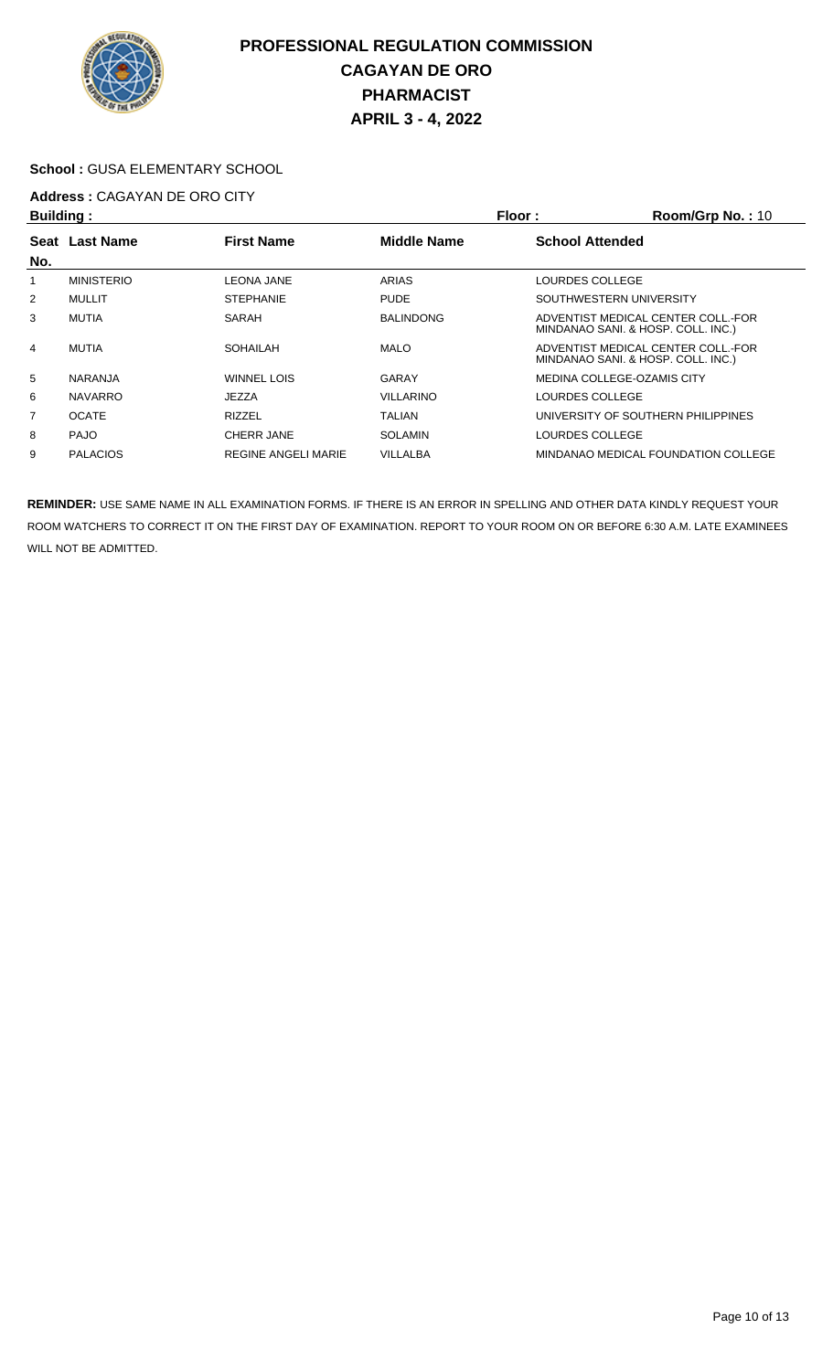# PROFESSIONAL REGULATION COMMISSION
## CAGAYAN DE ORO
## PHARMACIST
## APRIL 3 - 4, 2022

**School :** GUSA ELEMENTARY SCHOOL

**Address :** CAGAYAN DE ORO CITY

**Building :** **Floor :** **Room/Grp No. :** 10

| Seat No. | Last Name | First Name | Middle Name | School Attended |
|---|---|---|---|---|
| 1 | MINISTERIO | LEONA JANE | ARIAS | LOURDES COLLEGE |
| 2 | MULLIT | STEPHANIE | PUDE | SOUTHWESTERN UNIVERSITY |
| 3 | MUTIA | SARAH | BALINDONG | ADVENTIST MEDICAL CENTER COLL.-FOR MINDANAO SANI. & HOSP. COLL. INC.) |
| 4 | MUTIA | SOHAILAH | MALO | ADVENTIST MEDICAL CENTER COLL.-FOR MINDANAO SANI. & HOSP. COLL. INC.) |
| 5 | NARANJA | WINNEL LOIS | GARAY | MEDINA COLLEGE-OZAMIS CITY |
| 6 | NAVARRO | JEZZA | VILLARINO | LOURDES COLLEGE |
| 7 | OCATE | RIZZEL | TALIAN | UNIVERSITY OF SOUTHERN PHILIPPINES |
| 8 | PAJO | CHERR JANE | SOLAMIN | LOURDES COLLEGE |
| 9 | PALACIOS | REGINE ANGELI MARIE | VILLALBA | MINDANAO MEDICAL FOUNDATION COLLEGE |

**REMINDER:** USE SAME NAME IN ALL EXAMINATION FORMS. IF THERE IS AN ERROR IN SPELLING AND OTHER DATA KINDLY REQUEST YOUR ROOM WATCHERS TO CORRECT IT ON THE FIRST DAY OF EXAMINATION. REPORT TO YOUR ROOM ON OR BEFORE 6:30 A.M. LATE EXAMINEES WILL NOT BE ADMITTED.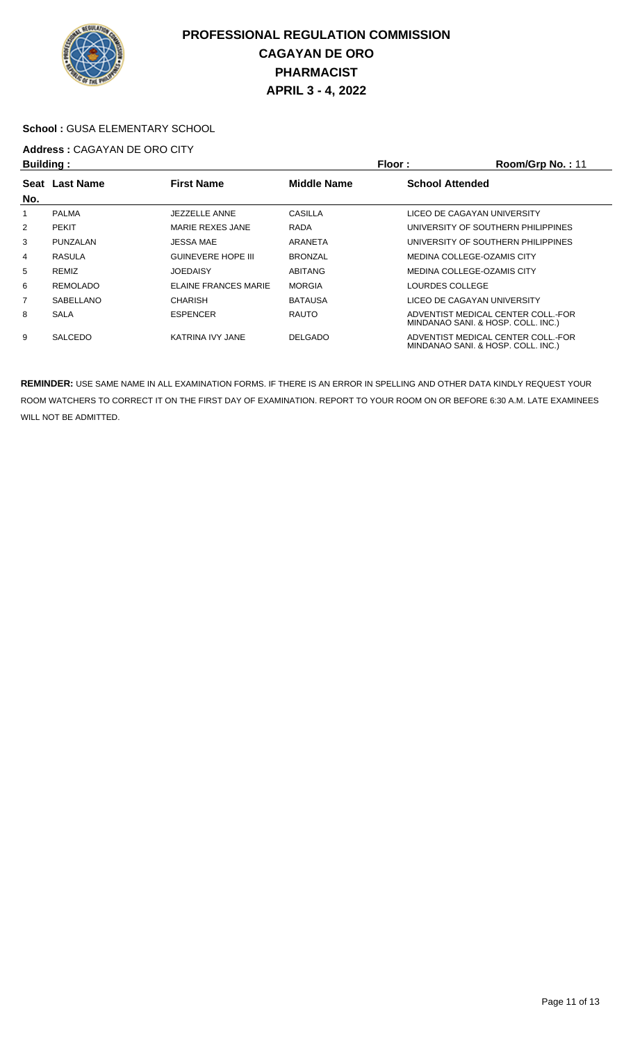# PROFESSIONAL REGULATION COMMISSION
## CAGAYAN DE ORO
## PHARMACIST
## APRIL 3 - 4, 2022

**School :** GUSA ELEMENTARY SCHOOL

**Address :** CAGAYAN DE ORO CITY

**Building :** **Floor :** **Room/Grp No. :** 11

| Seat No. | Last Name | First Name | Middle Name | School Attended |
|---|---|---|---|---|
| 1 | PALMA | JEZZELLE ANNE | CASILLA | LICEO DE CAGAYAN UNIVERSITY |
| 2 | PEKIT | MARIE REXES JANE | RADA | UNIVERSITY OF SOUTHERN PHILIPPINES |
| 3 | PUNZALAN | JESSA MAE | ARANETA | UNIVERSITY OF SOUTHERN PHILIPPINES |
| 4 | RASULA | GUINEVERE HOPE III | BRONZAL | MEDINA COLLEGE-OZAMIS CITY |
| 5 | REMIZ | JOEDAISY | ABITANG | MEDINA COLLEGE-OZAMIS CITY |
| 6 | REMOLADO | ELAINE FRANCES MARIE | MORGIA | LOURDES COLLEGE |
| 7 | SABELLANO | CHARISH | BATAUSA | LICEO DE CAGAYAN UNIVERSITY |
| 8 | SALA | ESPENCER | RAUTO | ADVENTIST MEDICAL CENTER COLL.-FOR MINDANAO SANI. & HOSP. COLL. INC.) |
| 9 | SALCEDO | KATRINA IVY JANE | DELGADO | ADVENTIST MEDICAL CENTER COLL.-FOR MINDANAO SANI. & HOSP. COLL. INC.) |

**REMINDER:** USE SAME NAME IN ALL EXAMINATION FORMS. IF THERE IS AN ERROR IN SPELLING AND OTHER DATA KINDLY REQUEST YOUR ROOM WATCHERS TO CORRECT IT ON THE FIRST DAY OF EXAMINATION. REPORT TO YOUR ROOM ON OR BEFORE 6:30 A.M. LATE EXAMINEES WILL NOT BE ADMITTED.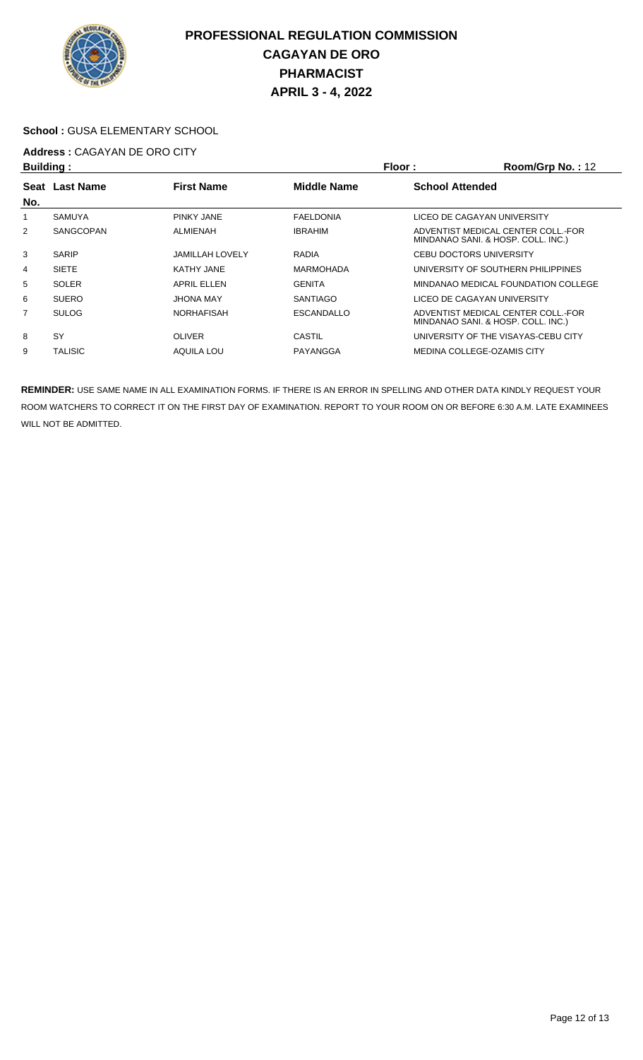# PROFESSIONAL REGULATION COMMISSION
## CAGAYAN DE ORO
## PHARMACIST
## APRIL 3 - 4, 2022

**School :** GUSA ELEMENTARY SCHOOL

**Address :** CAGAYAN DE ORO CITY

**Building :** **Floor :** **Room/Grp No. :** 12

| Seat No. | Last Name | First Name | Middle Name | School Attended |
|---|---|---|---|---|
| 1 | SAMUYA | PINKY JANE | FAELDONIA | LICEO DE CAGAYAN UNIVERSITY |
| 2 | SANGCOPAN | ALMIENAH | IBRAHIM | ADVENTIST MEDICAL CENTER COLL.-FOR MINDANAO SANI. & HOSP. COLL. INC.) |
| 3 | SARIP | JAMILLAH LOVELY | RADIA | CEBU DOCTORS UNIVERSITY |
| 4 | SIETE | KATHY JANE | MARMOHADA | UNIVERSITY OF SOUTHERN PHILIPPINES |
| 5 | SOLER | APRIL ELLEN | GENITA | MINDANAO MEDICAL FOUNDATION COLLEGE |
| 6 | SUERO | JHONA MAY | SANTIAGO | LICEO DE CAGAYAN UNIVERSITY |
| 7 | SULOG | NORHAFISAH | ESCANDALLO | ADVENTIST MEDICAL CENTER COLL.-FOR MINDANAO SANI. & HOSP. COLL. INC.) |
| 8 | SY | OLIVER | CASTIL | UNIVERSITY OF THE VISAYAS-CEBU CITY |
| 9 | TALISIC | AQUILA LOU | PAYANGGA | MEDINA COLLEGE-OZAMIS CITY |

**REMINDER:** USE SAME NAME IN ALL EXAMINATION FORMS. IF THERE IS AN ERROR IN SPELLING AND OTHER DATA KINDLY REQUEST YOUR ROOM WATCHERS TO CORRECT IT ON THE FIRST DAY OF EXAMINATION. REPORT TO YOUR ROOM ON OR BEFORE 6:30 A.M. LATE EXAMINEES WILL NOT BE ADMITTED.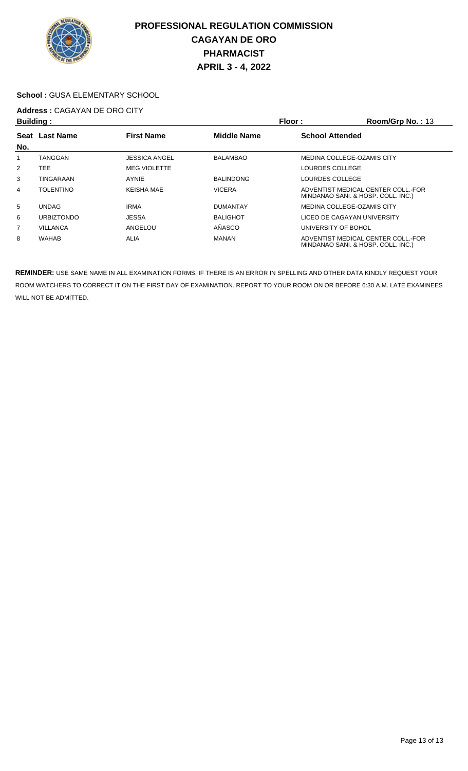# PROFESSIONAL REGULATION COMMISSION
# CAGAYAN DE ORO
# PHARMACIST
# APRIL 3 - 4, 2022

**School :** GUSA ELEMENTARY SCHOOL

**Address :** CAGAYAN DE ORO CITY

**Building :** **Floor :** **Room/Grp No. :** 13

| Seat No. | Last Name | First Name | Middle Name | School Attended |
|---|---|---|---|---|
| 1 | TANGGAN | JESSICA ANGEL | BALAMBAO | MEDINA COLLEGE-OZAMIS CITY |
| 2 | TEE | MEG VIOLETTE | | LOURDES COLLEGE |
| 3 | TINGARAAN | AYNIE | BALINDONG | LOURDES COLLEGE |
| 4 | TOLENTINO | KEISHA MAE | VICERA | ADVENTIST MEDICAL CENTER COLL.-FOR MINDANAO SANI. & HOSP. COLL. INC.) |
| 5 | UNDAG | IRMA | DUMANTAY | MEDINA COLLEGE-OZAMIS CITY |
| 6 | URBIZTONDO | JESSA | BALIGHOT | LICEO DE CAGAYAN UNIVERSITY |
| 7 | VILLANCA | ANGELOU | AÑASCO | UNIVERSITY OF BOHOL |
| 8 | WAHAB | ALIA | MANAN | ADVENTIST MEDICAL CENTER COLL.-FOR MINDANAO SANI. & HOSP. COLL. INC.) |

**REMINDER:** USE SAME NAME IN ALL EXAMINATION FORMS. IF THERE IS AN ERROR IN SPELLING AND OTHER DATA KINDLY REQUEST YOUR ROOM WATCHERS TO CORRECT IT ON THE FIRST DAY OF EXAMINATION. REPORT TO YOUR ROOM ON OR BEFORE 6:30 A.M. LATE EXAMINEES WILL NOT BE ADMITTED.